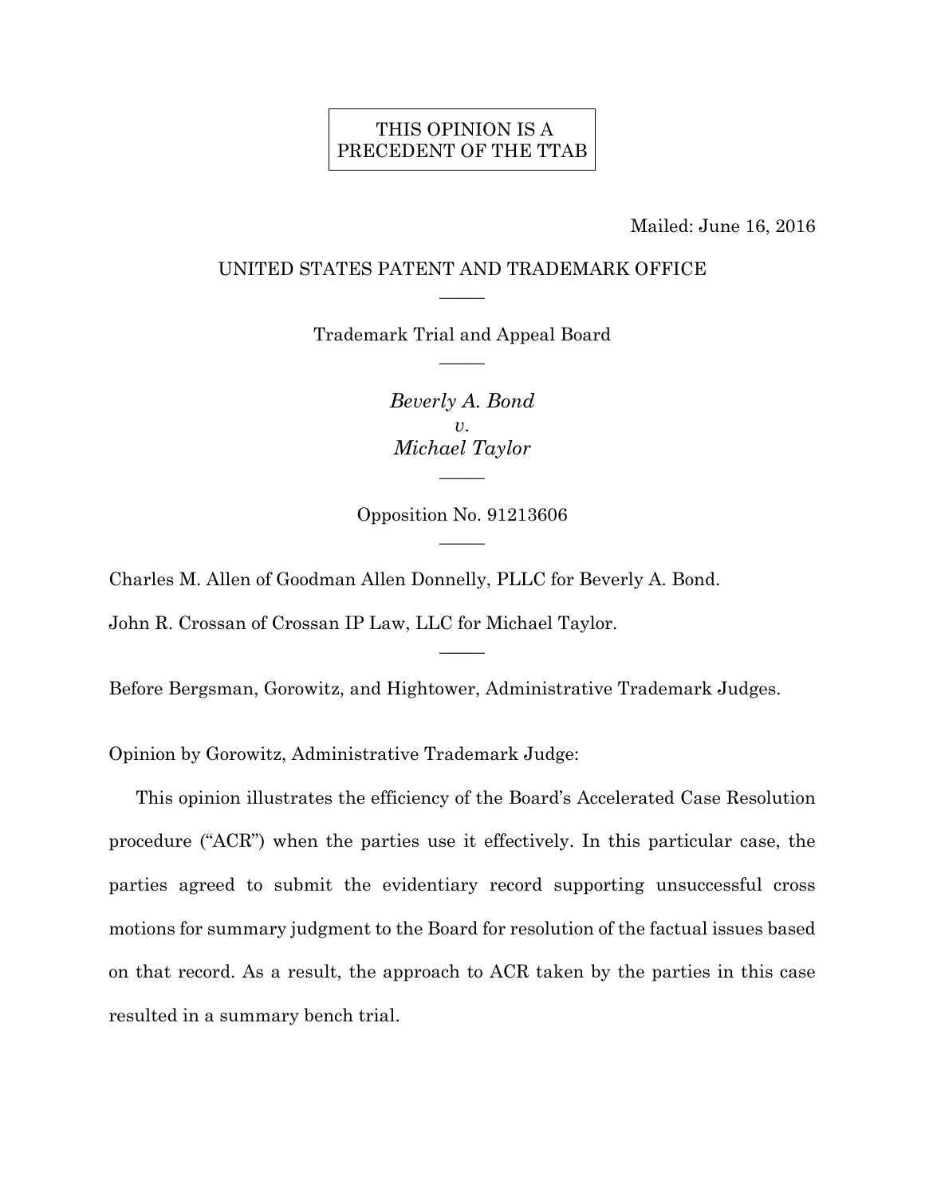THIS OPINION IS A PRECEDENT OF THE TTAB

Mailed: June 16, 2016

UNITED STATES PATENT AND TRADEMARK OFFICE

———

Trademark Trial and Appeal Board

———

*Beverly A. Bond*
*v.*
*Michael Taylor*

———

Opposition No. 91213606

———

Charles M. Allen of Goodman Allen Donnelly, PLLC for Beverly A. Bond.

John R. Crossan of Crossan IP Law, LLC for Michael Taylor.

———

Before Bergsman, Gorowitz, and Hightower, Administrative Trademark Judges.

Opinion by Gorowitz, Administrative Trademark Judge:

This opinion illustrates the efficiency of the Board's Accelerated Case Resolution procedure ("ACR") when the parties use it effectively. In this particular case, the parties agreed to submit the evidentiary record supporting unsuccessful cross motions for summary judgment to the Board for resolution of the factual issues based on that record. As a result, the approach to ACR taken by the parties in this case resulted in a summary bench trial.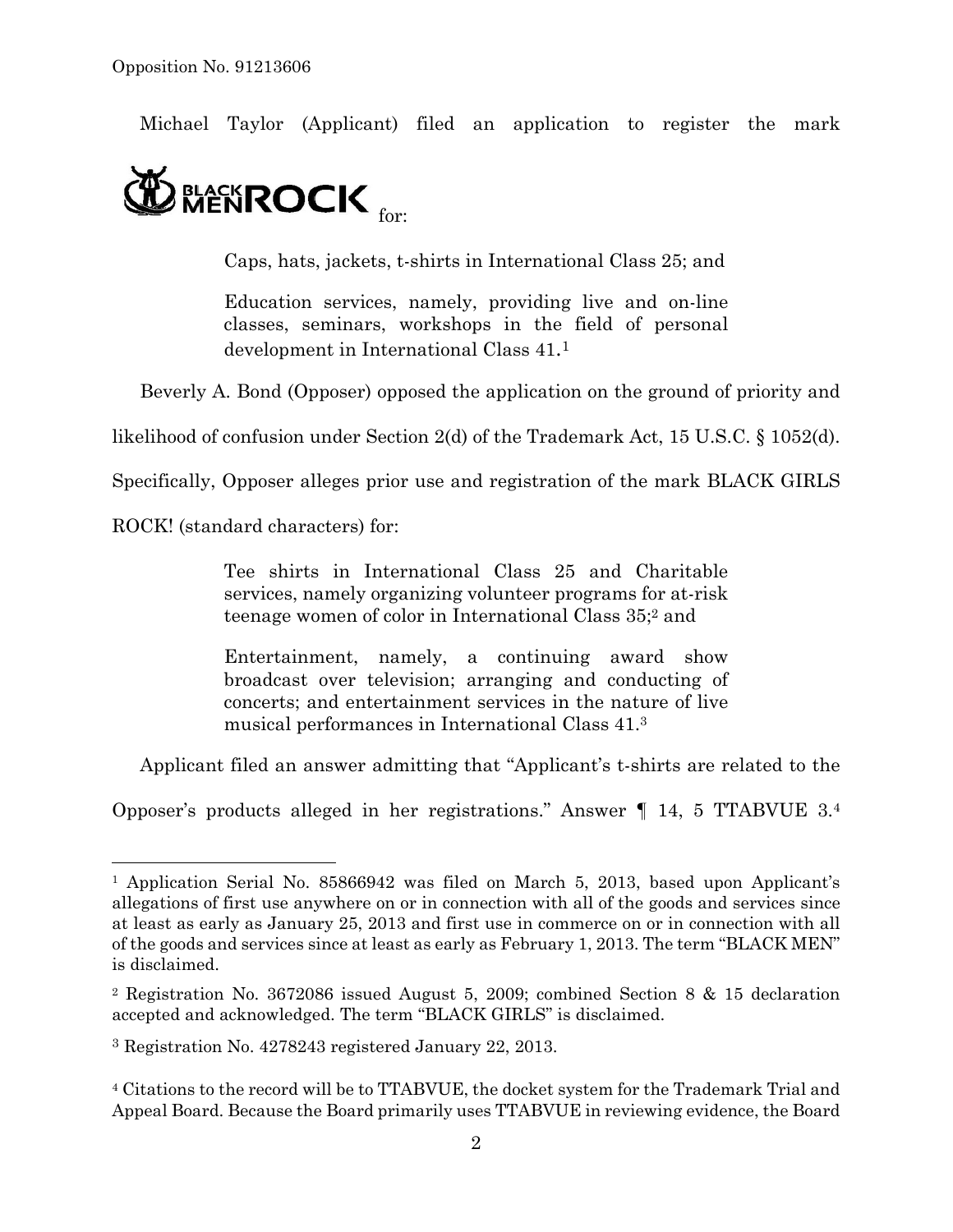Michael Taylor (Applicant) filed an application to register the mark BLACK MEN ROCK for:

> Caps, hats, jackets, t-shirts in International Class 25; and
>
> Education services, namely, providing live and on-line classes, seminars, workshops in the field of personal development in International Class 41.[1]

Beverly A. Bond (Opposer) opposed the application on the ground of priority and likelihood of confusion under Section 2(d) of the Trademark Act, 15 U.S.C. § 1052(d). Specifically, Opposer alleges prior use and registration of the mark BLACK GIRLS ROCK! (standard characters) for:

> Tee shirts in International Class 25 and Charitable services, namely organizing volunteer programs for at-risk teenage women of color in International Class 35;[2] and
>
> Entertainment, namely, a continuing award show broadcast over television; arranging and conducting of concerts; and entertainment services in the nature of live musical performances in International Class 41.[3]

Applicant filed an answer admitting that "Applicant's t-shirts are related to the Opposer's products alleged in her registrations." Answer ¶ 14, 5 TTABVUE 3.[4]

---

[1] Application Serial No. 85866942 was filed on March 5, 2013, based upon Applicant's allegations of first use anywhere on or in connection with all of the goods and services since at least as early as January 25, 2013 and first use in commerce on or in connection with all of the goods and services since at least as early as February 1, 2013. The term "BLACK MEN" is disclaimed.

[2] Registration No. 3672086 issued August 5, 2009; combined Section 8 & 15 declaration accepted and acknowledged. The term "BLACK GIRLS" is disclaimed.

[3] Registration No. 4278243 registered January 22, 2013.

[4] Citations to the record will be to TTABVUE, the docket system for the Trademark Trial and Appeal Board. Because the Board primarily uses TTABVUE in reviewing evidence, the Board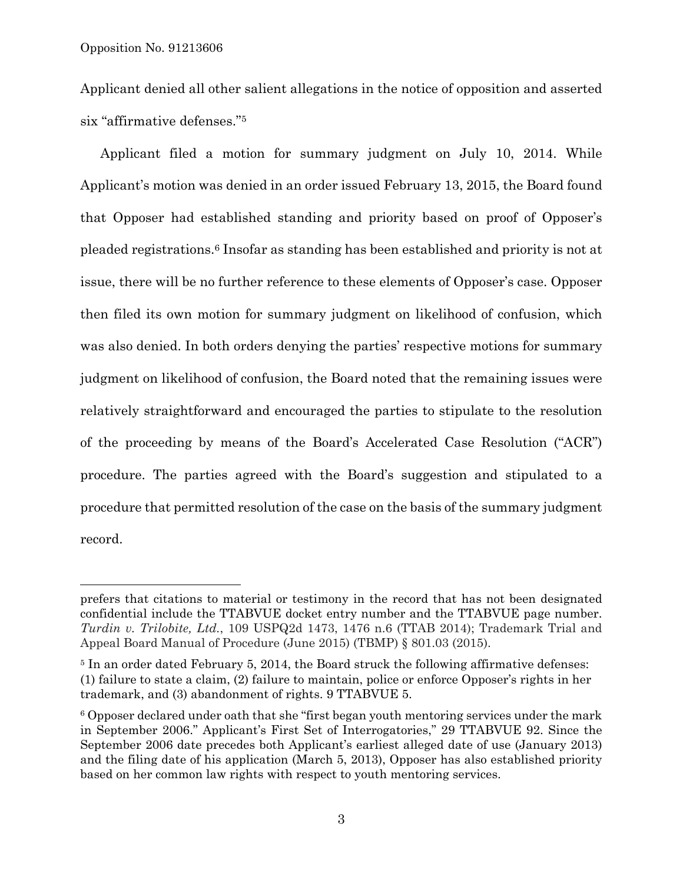Applicant denied all other salient allegations in the notice of opposition and asserted six "affirmative defenses."[5]

Applicant filed a motion for summary judgment on July 10, 2014. While Applicant's motion was denied in an order issued February 13, 2015, the Board found that Opposer had established standing and priority based on proof of Opposer's pleaded registrations.[6] Insofar as standing has been established and priority is not at issue, there will be no further reference to these elements of Opposer's case. Opposer then filed its own motion for summary judgment on likelihood of confusion, which was also denied. In both orders denying the parties' respective motions for summary judgment on likelihood of confusion, the Board noted that the remaining issues were relatively straightforward and encouraged the parties to stipulate to the resolution of the proceeding by means of the Board's Accelerated Case Resolution ("ACR") procedure. The parties agreed with the Board's suggestion and stipulated to a procedure that permitted resolution of the case on the basis of the summary judgment record.

---

prefers that citations to material or testimony in the record that has not been designated confidential include the TTABVUE docket entry number and the TTABVUE page number. *Turdin v. Trilobite, Ltd.*, 109 USPQ2d 1473, 1476 n.6 (TTAB 2014); Trademark Trial and Appeal Board Manual of Procedure (June 2015) (TBMP) § 801.03 (2015).

[5] In an order dated February 5, 2014, the Board struck the following affirmative defenses: (1) failure to state a claim, (2) failure to maintain, police or enforce Opposer's rights in her trademark, and (3) abandonment of rights. 9 TTABVUE 5.

[6] Opposer declared under oath that she "first began youth mentoring services under the mark in September 2006." Applicant's First Set of Interrogatories," 29 TTABVUE 92. Since the September 2006 date precedes both Applicant's earliest alleged date of use (January 2013) and the filing date of his application (March 5, 2013), Opposer has also established priority based on her common law rights with respect to youth mentoring services.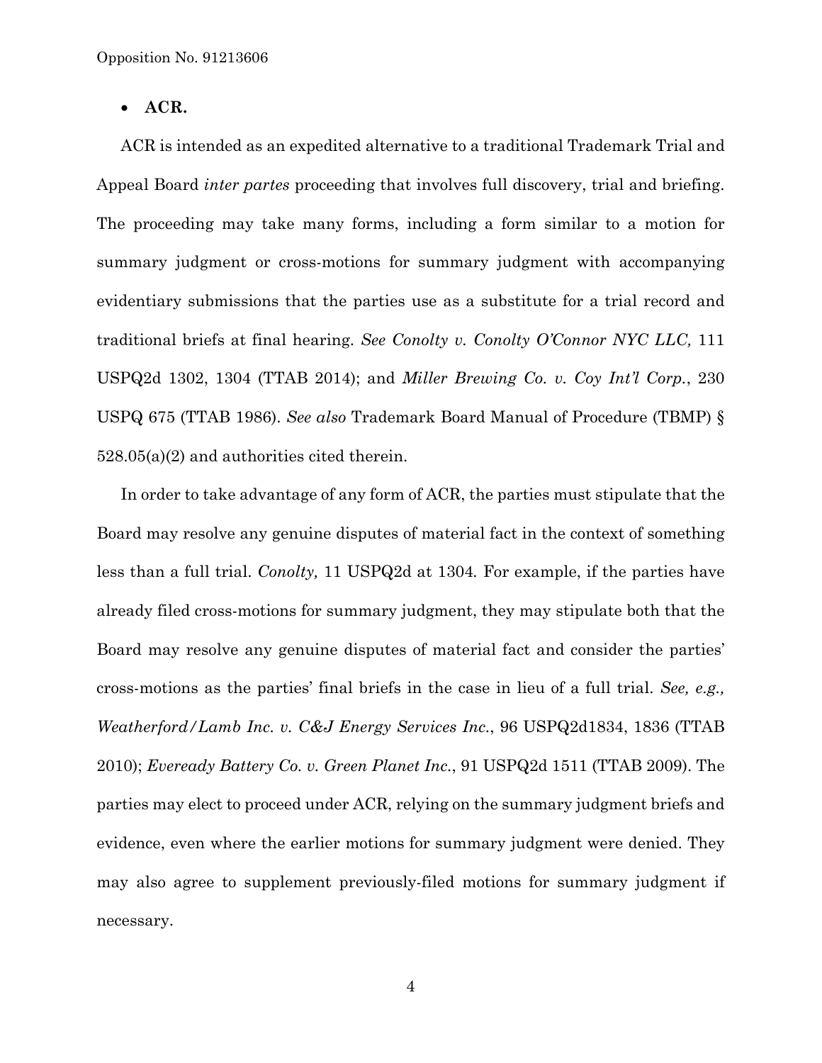- **ACR.**

ACR is intended as an expedited alternative to a traditional Trademark Trial and Appeal Board *inter partes* proceeding that involves full discovery, trial and briefing. The proceeding may take many forms, including a form similar to a motion for summary judgment or cross-motions for summary judgment with accompanying evidentiary submissions that the parties use as a substitute for a trial record and traditional briefs at final hearing. *See Conolty v. Conolty O'Connor NYC LLC,* 111 USPQ2d 1302, 1304 (TTAB 2014); and *Miller Brewing Co. v. Coy Int'l Corp.*, 230 USPQ 675 (TTAB 1986). *See also* Trademark Board Manual of Procedure (TBMP) § 528.05(a)(2) and authorities cited therein.

In order to take advantage of any form of ACR, the parties must stipulate that the Board may resolve any genuine disputes of material fact in the context of something less than a full trial. *Conolty,* 11 USPQ2d at 1304. For example, if the parties have already filed cross-motions for summary judgment, they may stipulate both that the Board may resolve any genuine disputes of material fact and consider the parties' cross-motions as the parties' final briefs in the case in lieu of a full trial. *See, e.g., Weatherford/Lamb Inc. v. C&J Energy Services Inc.*, 96 USPQ2d1834, 1836 (TTAB 2010); *Eveready Battery Co. v. Green Planet Inc.*, 91 USPQ2d 1511 (TTAB 2009). The parties may elect to proceed under ACR, relying on the summary judgment briefs and evidence, even where the earlier motions for summary judgment were denied. They may also agree to supplement previously-filed motions for summary judgment if necessary.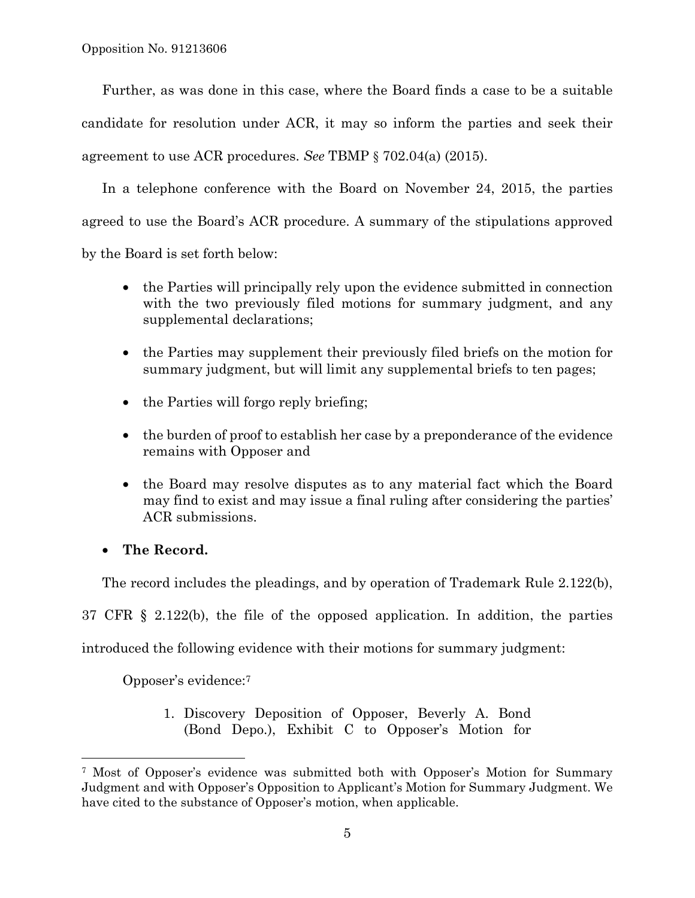Further, as was done in this case, where the Board finds a case to be a suitable candidate for resolution under ACR, it may so inform the parties and seek their agreement to use ACR procedures. *See* TBMP § 702.04(a) (2015).

In a telephone conference with the Board on November 24, 2015, the parties agreed to use the Board's ACR procedure. A summary of the stipulations approved by the Board is set forth below:

- the Parties will principally rely upon the evidence submitted in connection with the two previously filed motions for summary judgment, and any supplemental declarations;
- the Parties may supplement their previously filed briefs on the motion for summary judgment, but will limit any supplemental briefs to ten pages;
- the Parties will forgo reply briefing;
- the burden of proof to establish her case by a preponderance of the evidence remains with Opposer and
- the Board may resolve disputes as to any material fact which the Board may find to exist and may issue a final ruling after considering the parties' ACR submissions.

- **The Record.**

The record includes the pleadings, and by operation of Trademark Rule 2.122(b), 37 CFR § 2.122(b), the file of the opposed application. In addition, the parties introduced the following evidence with their motions for summary judgment:

Opposer's evidence:[7]

1. Discovery Deposition of Opposer, Beverly A. Bond (Bond Depo.), Exhibit C to Opposer's Motion for

---

[7] Most of Opposer's evidence was submitted both with Opposer's Motion for Summary Judgment and with Opposer's Opposition to Applicant's Motion for Summary Judgment. We have cited to the substance of Opposer's motion, when applicable.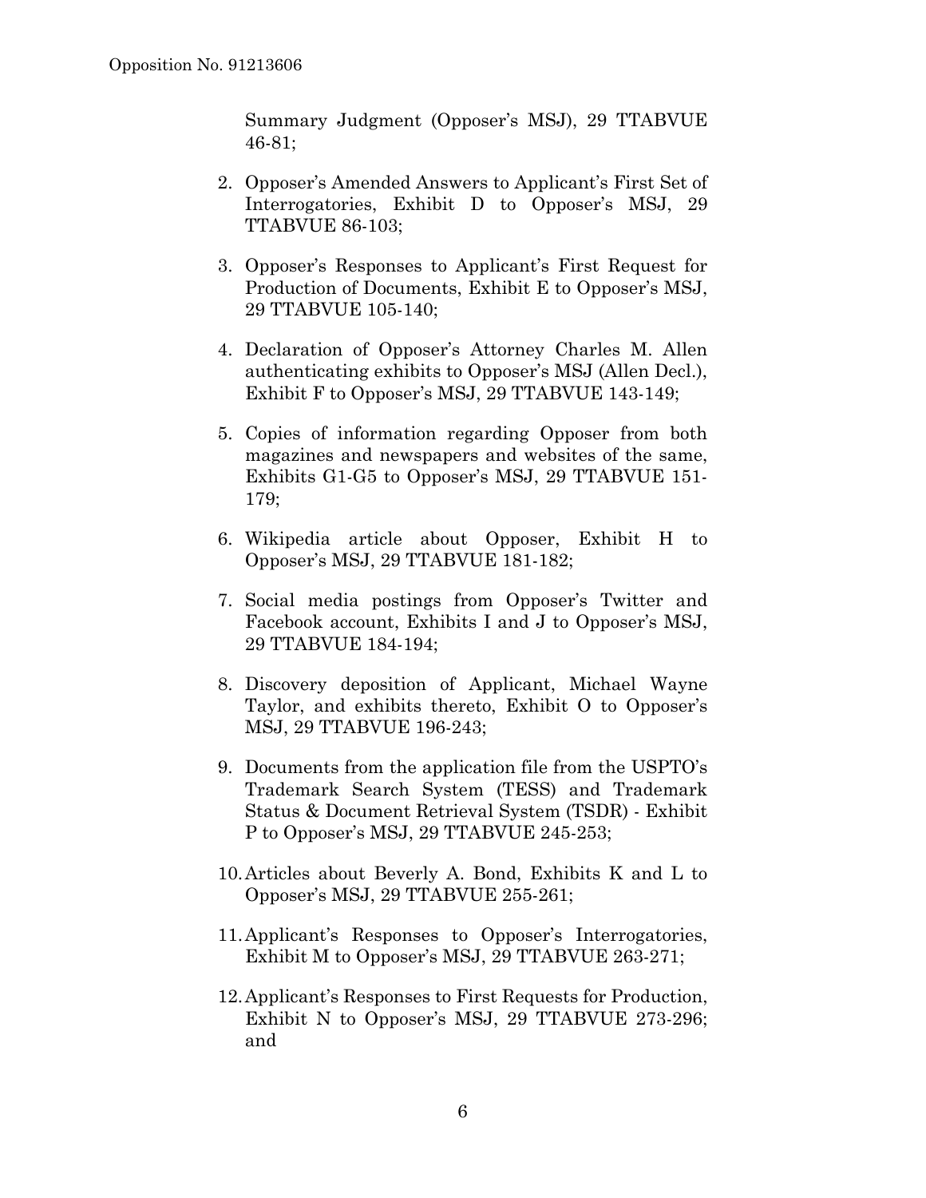Summary Judgment (Opposer's MSJ), 29 TTABVUE 46-81;

2. Opposer's Amended Answers to Applicant's First Set of Interrogatories, Exhibit D to Opposer's MSJ, 29 TTABVUE 86-103;

3. Opposer's Responses to Applicant's First Request for Production of Documents, Exhibit E to Opposer's MSJ, 29 TTABVUE 105-140;

4. Declaration of Opposer's Attorney Charles M. Allen authenticating exhibits to Opposer's MSJ (Allen Decl.), Exhibit F to Opposer's MSJ, 29 TTABVUE 143-149;

5. Copies of information regarding Opposer from both magazines and newspapers and websites of the same, Exhibits G1-G5 to Opposer's MSJ, 29 TTABVUE 151-179;

6. Wikipedia article about Opposer, Exhibit H to Opposer's MSJ, 29 TTABVUE 181-182;

7. Social media postings from Opposer's Twitter and Facebook account, Exhibits I and J to Opposer's MSJ, 29 TTABVUE 184-194;

8. Discovery deposition of Applicant, Michael Wayne Taylor, and exhibits thereto, Exhibit O to Opposer's MSJ, 29 TTABVUE 196-243;

9. Documents from the application file from the USPTO's Trademark Search System (TESS) and Trademark Status & Document Retrieval System (TSDR) - Exhibit P to Opposer's MSJ, 29 TTABVUE 245-253;

10. Articles about Beverly A. Bond, Exhibits K and L to Opposer's MSJ, 29 TTABVUE 255-261;

11. Applicant's Responses to Opposer's Interrogatories, Exhibit M to Opposer's MSJ, 29 TTABVUE 263-271;

12. Applicant's Responses to First Requests for Production, Exhibit N to Opposer's MSJ, 29 TTABVUE 273-296; and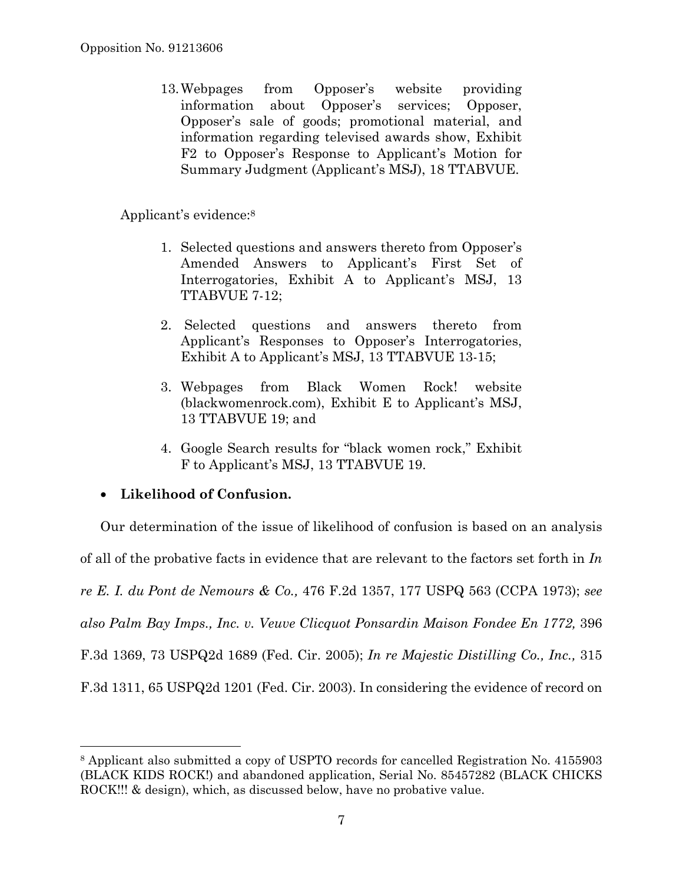13. Webpages from Opposer's website providing information about Opposer's services; Opposer, Opposer's sale of goods; promotional material, and information regarding televised awards show, Exhibit F2 to Opposer's Response to Applicant's Motion for Summary Judgment (Applicant's MSJ), 18 TTABVUE.

Applicant's evidence:[8]

1. Selected questions and answers thereto from Opposer's Amended Answers to Applicant's First Set of Interrogatories, Exhibit A to Applicant's MSJ, 13 TTABVUE 7-12;
2. Selected questions and answers thereto from Applicant's Responses to Opposer's Interrogatories, Exhibit A to Applicant's MSJ, 13 TTABVUE 13-15;
3. Webpages from Black Women Rock! website (blackwomenrock.com), Exhibit E to Applicant's MSJ, 13 TTABVUE 19; and
4. Google Search results for "black women rock," Exhibit F to Applicant's MSJ, 13 TTABVUE 19.

- **Likelihood of Confusion.**

Our determination of the issue of likelihood of confusion is based on an analysis of all of the probative facts in evidence that are relevant to the factors set forth in *In re E. I. du Pont de Nemours & Co.,* 476 F.2d 1357, 177 USPQ 563 (CCPA 1973); *see also Palm Bay Imps., Inc. v. Veuve Clicquot Ponsardin Maison Fondee En 1772,* 396 F.3d 1369, 73 USPQ2d 1689 (Fed. Cir. 2005); *In re Majestic Distilling Co., Inc.,* 315 F.3d 1311, 65 USPQ2d 1201 (Fed. Cir. 2003). In considering the evidence of record on

[8] Applicant also submitted a copy of USPTO records for cancelled Registration No. 4155903 (BLACK KIDS ROCK!) and abandoned application, Serial No. 85457282 (BLACK CHICKS ROCK!!! & design), which, as discussed below, have no probative value.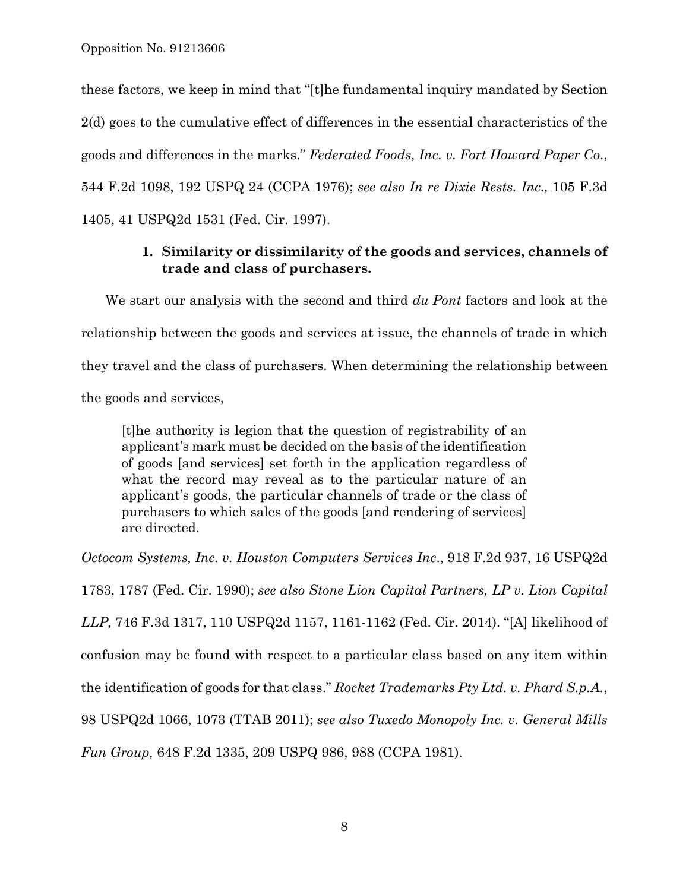these factors, we keep in mind that "[t]he fundamental inquiry mandated by Section 2(d) goes to the cumulative effect of differences in the essential characteristics of the goods and differences in the marks." *Federated Foods, Inc. v. Fort Howard Paper Co.*, 544 F.2d 1098, 192 USPQ 24 (CCPA 1976); *see also In re Dixie Rests. Inc.,* 105 F.3d 1405, 41 USPQ2d 1531 (Fed. Cir. 1997).

### 1. Similarity or dissimilarity of the goods and services, channels of trade and class of purchasers.

We start our analysis with the second and third *du Pont* factors and look at the relationship between the goods and services at issue, the channels of trade in which they travel and the class of purchasers. When determining the relationship between the goods and services,

> [t]he authority is legion that the question of registrability of an applicant's mark must be decided on the basis of the identification of goods [and services] set forth in the application regardless of what the record may reveal as to the particular nature of an applicant's goods, the particular channels of trade or the class of purchasers to which sales of the goods [and rendering of services] are directed.

*Octocom Systems, Inc. v. Houston Computers Services Inc.*, 918 F.2d 937, 16 USPQ2d 1783, 1787 (Fed. Cir. 1990); *see also Stone Lion Capital Partners, LP v. Lion Capital LLP,* 746 F.3d 1317, 110 USPQ2d 1157, 1161-1162 (Fed. Cir. 2014). "[A] likelihood of confusion may be found with respect to a particular class based on any item within the identification of goods for that class." *Rocket Trademarks Pty Ltd. v. Phard S.p.A.*, 98 USPQ2d 1066, 1073 (TTAB 2011); *see also Tuxedo Monopoly Inc. v. General Mills Fun Group,* 648 F.2d 1335, 209 USPQ 986, 988 (CCPA 1981).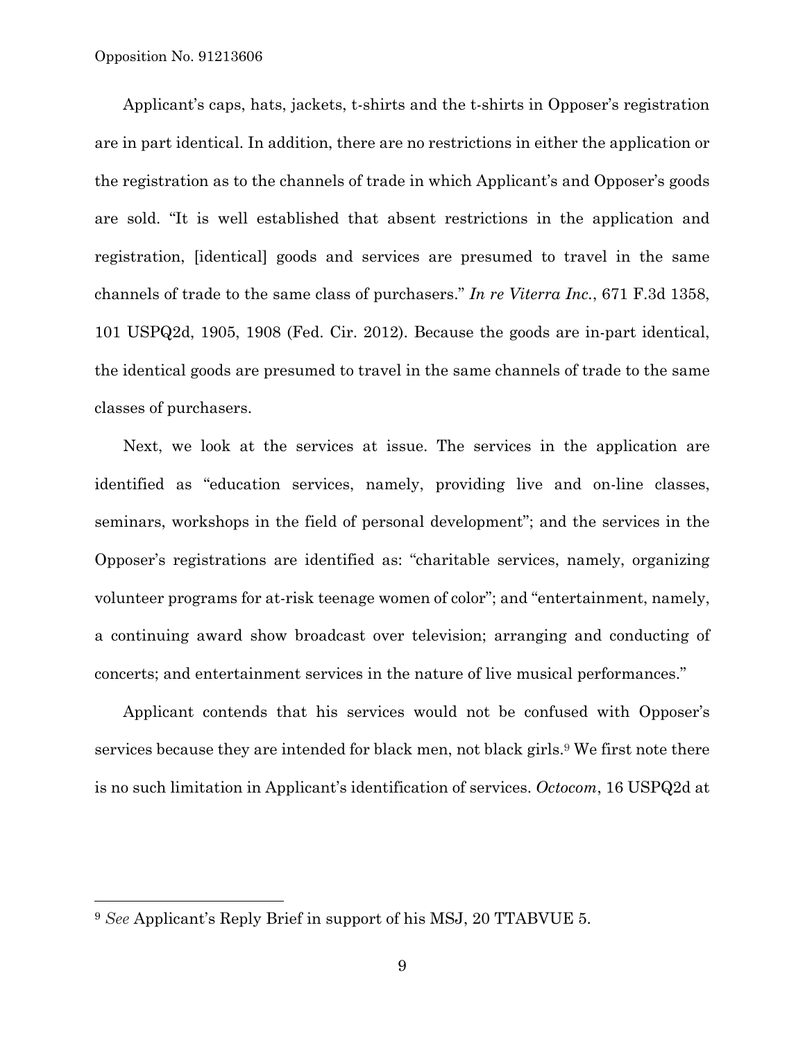Applicant's caps, hats, jackets, t-shirts and the t-shirts in Opposer's registration are in part identical. In addition, there are no restrictions in either the application or the registration as to the channels of trade in which Applicant's and Opposer's goods are sold. "It is well established that absent restrictions in the application and registration, [identical] goods and services are presumed to travel in the same channels of trade to the same class of purchasers." *In re Viterra Inc.*, 671 F.3d 1358, 101 USPQ2d, 1905, 1908 (Fed. Cir. 2012). Because the goods are in-part identical, the identical goods are presumed to travel in the same channels of trade to the same classes of purchasers.

Next, we look at the services at issue. The services in the application are identified as "education services, namely, providing live and on-line classes, seminars, workshops in the field of personal development"; and the services in the Opposer's registrations are identified as: "charitable services, namely, organizing volunteer programs for at-risk teenage women of color"; and "entertainment, namely, a continuing award show broadcast over television; arranging and conducting of concerts; and entertainment services in the nature of live musical performances."

Applicant contends that his services would not be confused with Opposer's services because they are intended for black men, not black girls.[9] We first note there is no such limitation in Applicant's identification of services. *Octocom*, 16 USPQ2d at

[9] *See* Applicant's Reply Brief in support of his MSJ, 20 TTABVUE 5.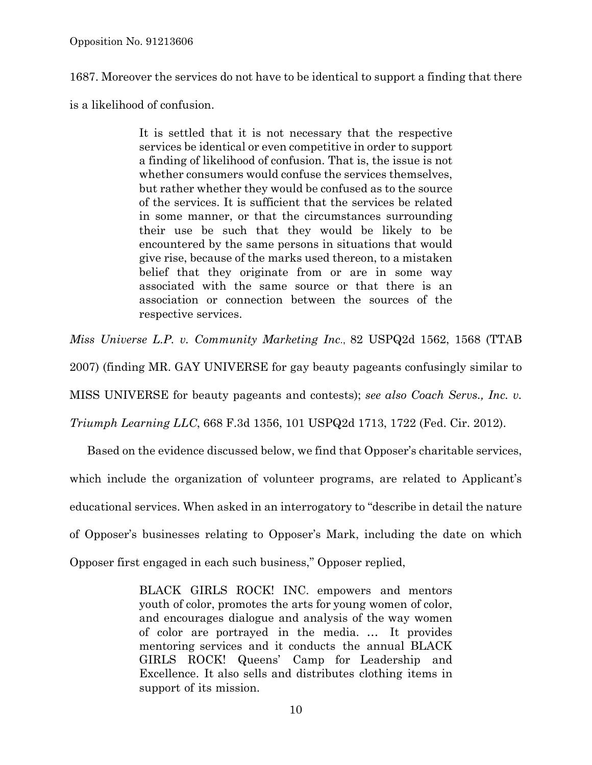1687. Moreover the services do not have to be identical to support a finding that there is a likelihood of confusion.

> It is settled that it is not necessary that the respective services be identical or even competitive in order to support a finding of likelihood of confusion. That is, the issue is not whether consumers would confuse the services themselves, but rather whether they would be confused as to the source of the services. It is sufficient that the services be related in some manner, or that the circumstances surrounding their use be such that they would be likely to be encountered by the same persons in situations that would give rise, because of the marks used thereon, to a mistaken belief that they originate from or are in some way associated with the same source or that there is an association or connection between the sources of the respective services.

*Miss Universe L.P. v. Community Marketing Inc.*, 82 USPQ2d 1562, 1568 (TTAB 2007) (finding MR. GAY UNIVERSE for gay beauty pageants confusingly similar to MISS UNIVERSE for beauty pageants and contests); *see also Coach Servs., Inc. v. Triumph Learning LLC*, 668 F.3d 1356, 101 USPQ2d 1713, 1722 (Fed. Cir. 2012).

Based on the evidence discussed below, we find that Opposer's charitable services, which include the organization of volunteer programs, are related to Applicant's educational services. When asked in an interrogatory to "describe in detail the nature of Opposer's businesses relating to Opposer's Mark, including the date on which Opposer first engaged in each such business," Opposer replied,

> BLACK GIRLS ROCK! INC. empowers and mentors youth of color, promotes the arts for young women of color, and encourages dialogue and analysis of the way women of color are portrayed in the media. … It provides mentoring services and it conducts the annual BLACK GIRLS ROCK! Queens' Camp for Leadership and Excellence. It also sells and distributes clothing items in support of its mission.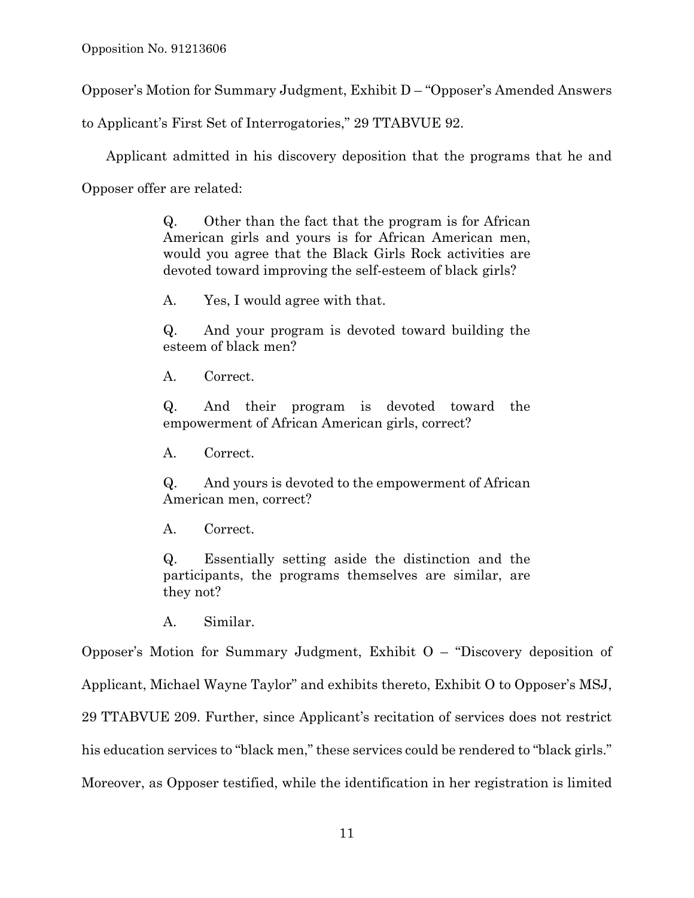Opposer's Motion for Summary Judgment, Exhibit D – "Opposer's Amended Answers to Applicant's First Set of Interrogatories," 29 TTABVUE 92.

Applicant admitted in his discovery deposition that the programs that he and Opposer offer are related:

> Q. Other than the fact that the program is for African American girls and yours is for African American men, would you agree that the Black Girls Rock activities are devoted toward improving the self-esteem of black girls?
>
> A. Yes, I would agree with that.
>
> Q. And your program is devoted toward building the esteem of black men?
>
> A. Correct.
>
> Q. And their program is devoted toward the empowerment of African American girls, correct?
>
> A. Correct.
>
> Q. And yours is devoted to the empowerment of African American men, correct?
>
> A. Correct.
>
> Q. Essentially setting aside the distinction and the participants, the programs themselves are similar, are they not?
>
> A. Similar.

Opposer's Motion for Summary Judgment, Exhibit O – "Discovery deposition of Applicant, Michael Wayne Taylor" and exhibits thereto, Exhibit O to Opposer's MSJ, 29 TTABVUE 209. Further, since Applicant's recitation of services does not restrict his education services to "black men," these services could be rendered to "black girls." Moreover, as Opposer testified, while the identification in her registration is limited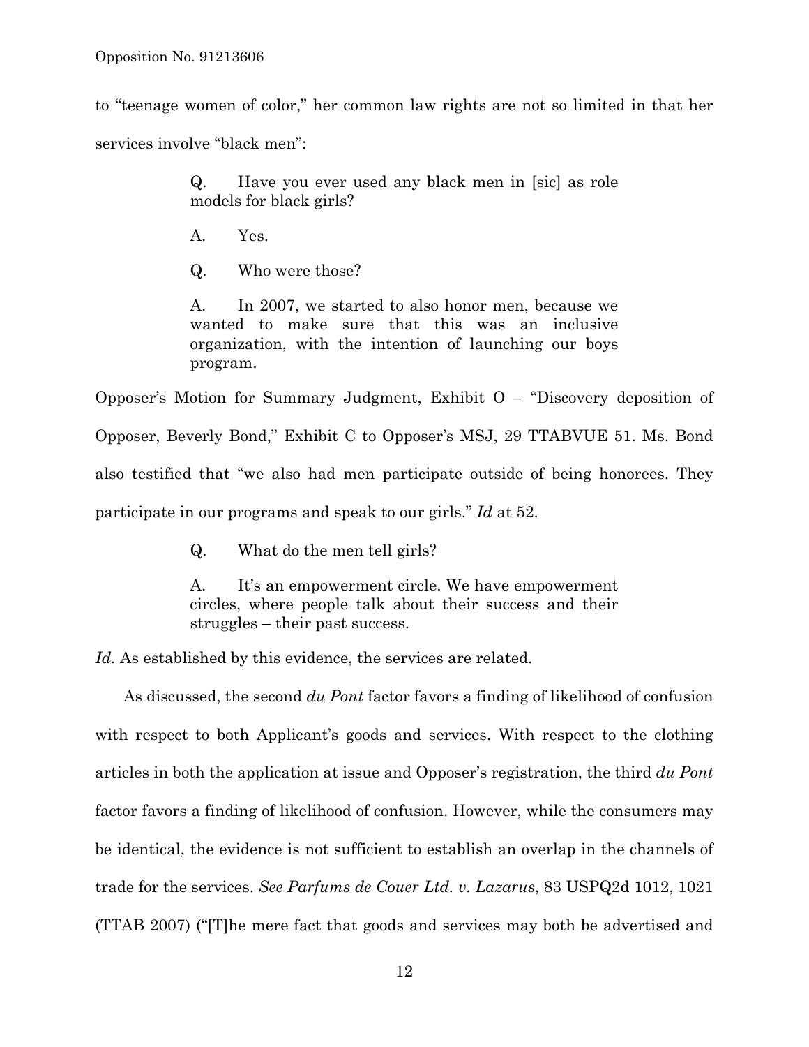to "teenage women of color," her common law rights are not so limited in that her services involve "black men":

> Q. Have you ever used any black men in [sic] as role models for black girls?
>
> A. Yes.
>
> Q. Who were those?
>
> A. In 2007, we started to also honor men, because we wanted to make sure that this was an inclusive organization, with the intention of launching our boys program.

Opposer's Motion for Summary Judgment, Exhibit O – "Discovery deposition of Opposer, Beverly Bond," Exhibit C to Opposer's MSJ, 29 TTABVUE 51. Ms. Bond also testified that "we also had men participate outside of being honorees. They participate in our programs and speak to our girls." *Id* at 52.

> Q. What do the men tell girls?
>
> A. It's an empowerment circle. We have empowerment circles, where people talk about their success and their struggles – their past success.

*Id.* As established by this evidence, the services are related.

As discussed, the second *du Pont* factor favors a finding of likelihood of confusion with respect to both Applicant's goods and services. With respect to the clothing articles in both the application at issue and Opposer's registration, the third *du Pont* factor favors a finding of likelihood of confusion. However, while the consumers may be identical, the evidence is not sufficient to establish an overlap in the channels of trade for the services. *See Parfums de Couer Ltd. v. Lazarus*, 83 USPQ2d 1012, 1021 (TTAB 2007) ("[T]he mere fact that goods and services may both be advertised and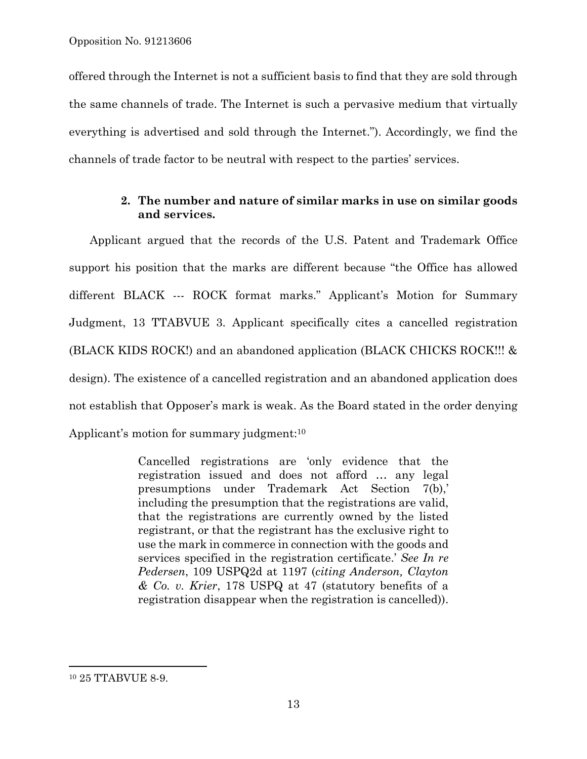offered through the Internet is not a sufficient basis to find that they are sold through the same channels of trade. The Internet is such a pervasive medium that virtually everything is advertised and sold through the Internet.”). Accordingly, we find the channels of trade factor to be neutral with respect to the parties’ services.

### 2. The number and nature of similar marks in use on similar goods and services.

Applicant argued that the records of the U.S. Patent and Trademark Office support his position that the marks are different because “the Office has allowed different BLACK --- ROCK format marks.” Applicant’s Motion for Summary Judgment, 13 TTABVUE 3. Applicant specifically cites a cancelled registration (BLACK KIDS ROCK!) and an abandoned application (BLACK CHICKS ROCK!!! & design). The existence of a cancelled registration and an abandoned application does not establish that Opposer’s mark is weak. As the Board stated in the order denying Applicant’s motion for summary judgment:[10]

> Cancelled registrations are ‘only evidence that the registration issued and does not afford … any legal presumptions under Trademark Act Section 7(b),’ including the presumption that the registrations are valid, that the registrations are currently owned by the listed registrant, or that the registrant has the exclusive right to use the mark in commerce in connection with the goods and services specified in the registration certificate.’ *See In re Pedersen*, 109 USPQ2d at 1197 (*citing Anderson, Clayton & Co. v. Krier*, 178 USPQ at 47 (statutory benefits of a registration disappear when the registration is cancelled)).

---

[10] 25 TTABVUE 8-9.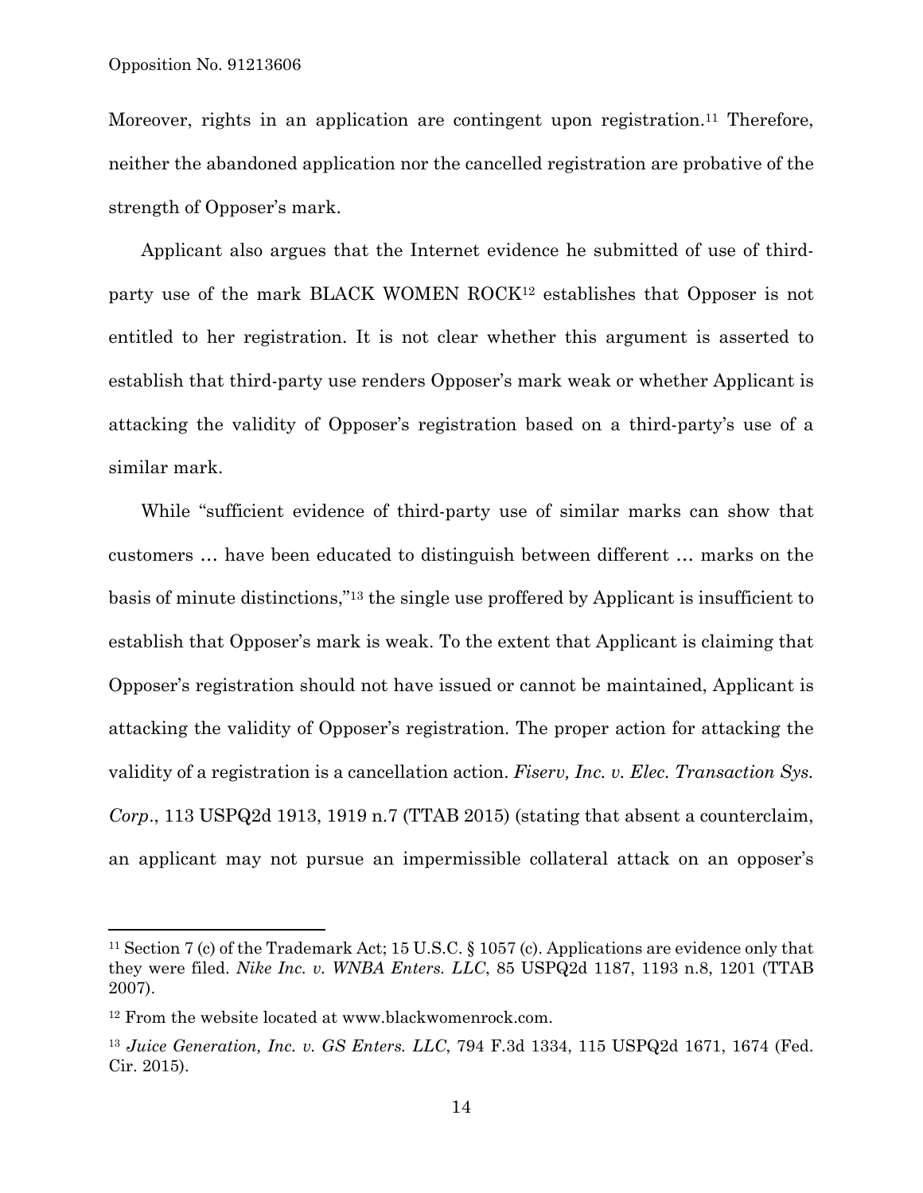Moreover, rights in an application are contingent upon registration.[11] Therefore, neither the abandoned application nor the cancelled registration are probative of the strength of Opposer's mark.

Applicant also argues that the Internet evidence he submitted of use of third-party use of the mark BLACK WOMEN ROCK[12] establishes that Opposer is not entitled to her registration. It is not clear whether this argument is asserted to establish that third-party use renders Opposer's mark weak or whether Applicant is attacking the validity of Opposer's registration based on a third-party's use of a similar mark.

While "sufficient evidence of third-party use of similar marks can show that customers … have been educated to distinguish between different … marks on the basis of minute distinctions,"[13] the single use proffered by Applicant is insufficient to establish that Opposer's mark is weak. To the extent that Applicant is claiming that Opposer's registration should not have issued or cannot be maintained, Applicant is attacking the validity of Opposer's registration. The proper action for attacking the validity of a registration is a cancellation action. *Fiserv, Inc. v. Elec. Transaction Sys. Corp.*, 113 USPQ2d 1913, 1919 n.7 (TTAB 2015) (stating that absent a counterclaim, an applicant may not pursue an impermissible collateral attack on an opposer's

---

[11] Section 7 (c) of the Trademark Act; 15 U.S.C. § 1057 (c). Applications are evidence only that they were filed. *Nike Inc. v. WNBA Enters. LLC*, 85 USPQ2d 1187, 1193 n.8, 1201 (TTAB 2007).

[12] From the website located at www.blackwomenrock.com.

[13] *Juice Generation, Inc. v. GS Enters. LLC*, 794 F.3d 1334, 115 USPQ2d 1671, 1674 (Fed. Cir. 2015).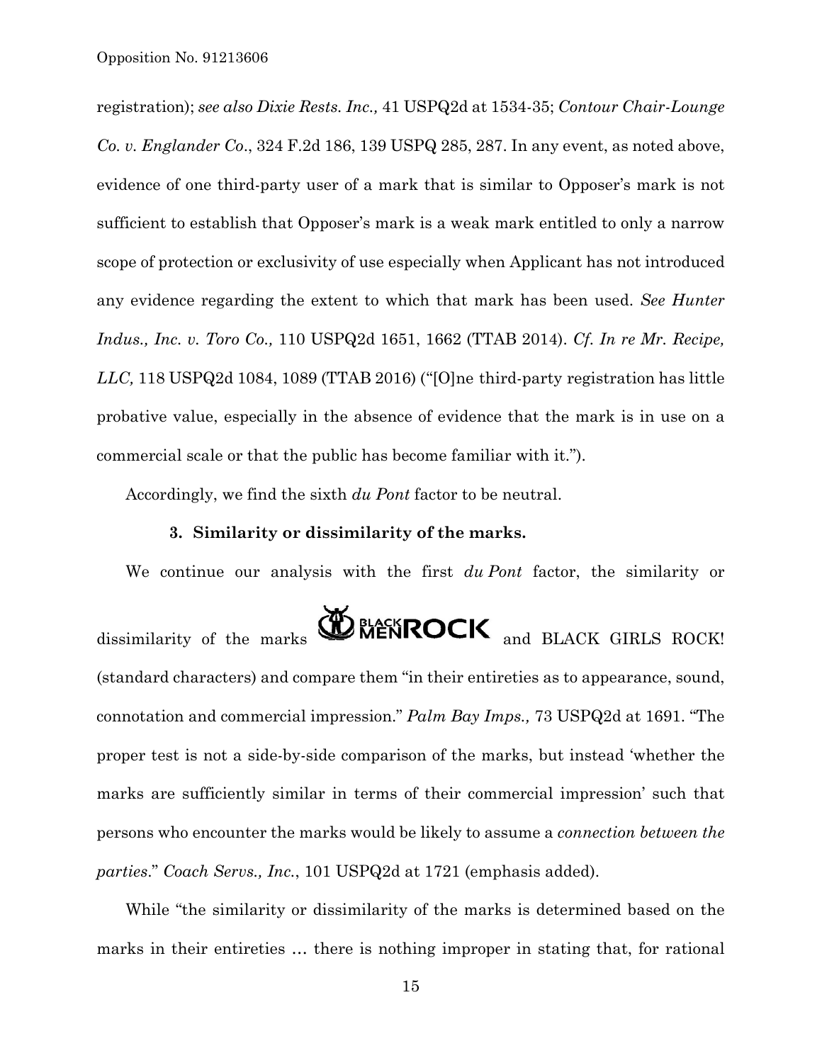registration); *see also Dixie Rests. Inc.,* 41 USPQ2d at 1534-35; *Contour Chair-Lounge Co. v. Englander Co*., 324 F.2d 186, 139 USPQ 285, 287. In any event, as noted above, evidence of one third-party user of a mark that is similar to Opposer's mark is not sufficient to establish that Opposer's mark is a weak mark entitled to only a narrow scope of protection or exclusivity of use especially when Applicant has not introduced any evidence regarding the extent to which that mark has been used. *See Hunter Indus., Inc. v. Toro Co.,* 110 USPQ2d 1651, 1662 (TTAB 2014). *Cf. In re Mr. Recipe, LLC,* 118 USPQ2d 1084, 1089 (TTAB 2016) ("[O]ne third-party registration has little probative value, especially in the absence of evidence that the mark is in use on a commercial scale or that the public has become familiar with it.").

Accordingly, we find the sixth *du Pont* factor to be neutral.

### 3. Similarity or dissimilarity of the marks.

We continue our analysis with the first *du Pont* factor, the similarity or dissimilarity of the marks BLACK MEN ROCK and BLACK GIRLS ROCK! (standard characters) and compare them "in their entireties as to appearance, sound, connotation and commercial impression." *Palm Bay Imps.,* 73 USPQ2d at 1691. "The proper test is not a side-by-side comparison of the marks, but instead 'whether the marks are sufficiently similar in terms of their commercial impression' such that persons who encounter the marks would be likely to assume a *connection between the parties*." *Coach Servs., Inc.*, 101 USPQ2d at 1721 (emphasis added).

While "the similarity or dissimilarity of the marks is determined based on the marks in their entireties … there is nothing improper in stating that, for rational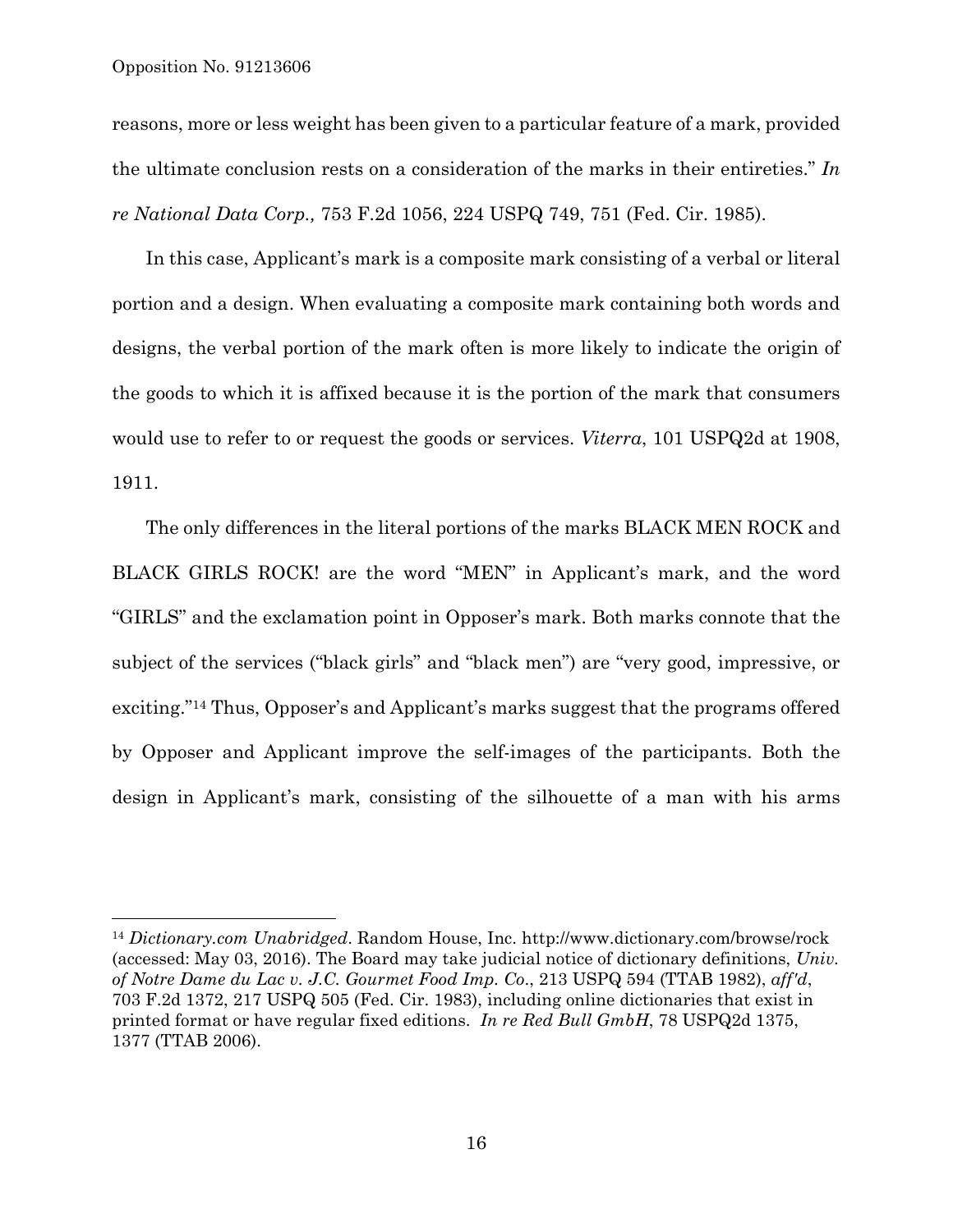reasons, more or less weight has been given to a particular feature of a mark, provided the ultimate conclusion rests on a consideration of the marks in their entireties." *In re National Data Corp.,* 753 F.2d 1056, 224 USPQ 749, 751 (Fed. Cir. 1985).

In this case, Applicant's mark is a composite mark consisting of a verbal or literal portion and a design. When evaluating a composite mark containing both words and designs, the verbal portion of the mark often is more likely to indicate the origin of the goods to which it is affixed because it is the portion of the mark that consumers would use to refer to or request the goods or services. *Viterra*, 101 USPQ2d at 1908, 1911.

The only differences in the literal portions of the marks BLACK MEN ROCK and BLACK GIRLS ROCK! are the word "MEN" in Applicant's mark, and the word "GIRLS" and the exclamation point in Opposer's mark. Both marks connote that the subject of the services ("black girls" and "black men") are "very good, impressive, or exciting."[14] Thus, Opposer's and Applicant's marks suggest that the programs offered by Opposer and Applicant improve the self-images of the participants. Both the design in Applicant's mark, consisting of the silhouette of a man with his arms

---

[14] *Dictionary.com Unabridged*. Random House, Inc. http://www.dictionary.com/browse/rock (accessed: May 03, 2016). The Board may take judicial notice of dictionary definitions, *Univ. of Notre Dame du Lac v. J.C. Gourmet Food Imp. Co*., 213 USPQ 594 (TTAB 1982), *aff'd*, 703 F.2d 1372, 217 USPQ 505 (Fed. Cir. 1983), including online dictionaries that exist in printed format or have regular fixed editions. *In re Red Bull GmbH*, 78 USPQ2d 1375, 1377 (TTAB 2006).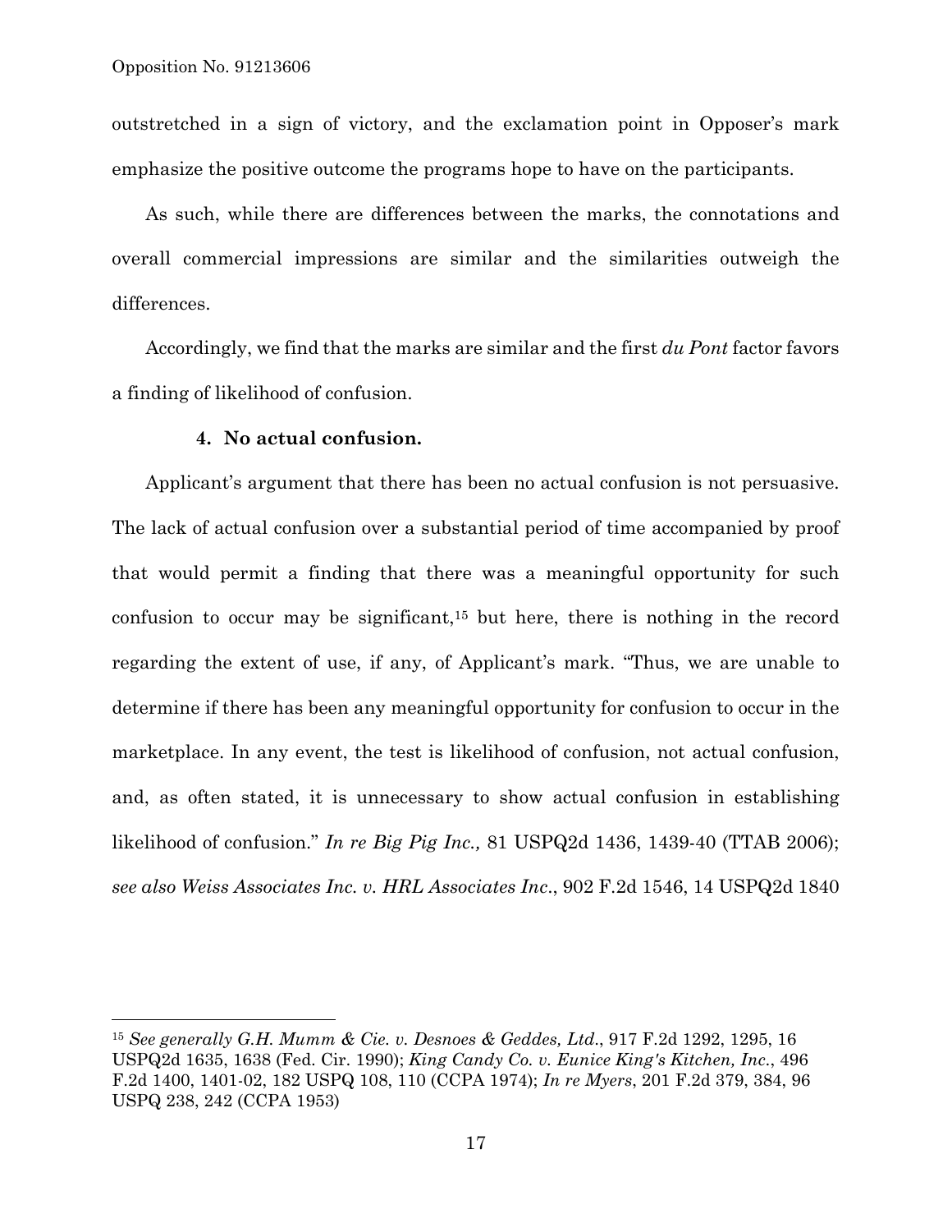outstretched in a sign of victory, and the exclamation point in Opposer's mark emphasize the positive outcome the programs hope to have on the participants.

As such, while there are differences between the marks, the connotations and overall commercial impressions are similar and the similarities outweigh the differences.

Accordingly, we find that the marks are similar and the first *du Pont* factor favors a finding of likelihood of confusion.

#### 4. No actual confusion.

Applicant's argument that there has been no actual confusion is not persuasive. The lack of actual confusion over a substantial period of time accompanied by proof that would permit a finding that there was a meaningful opportunity for such confusion to occur may be significant,[15] but here, there is nothing in the record regarding the extent of use, if any, of Applicant's mark. "Thus, we are unable to determine if there has been any meaningful opportunity for confusion to occur in the marketplace. In any event, the test is likelihood of confusion, not actual confusion, and, as often stated, it is unnecessary to show actual confusion in establishing likelihood of confusion." *In re Big Pig Inc.,* 81 USPQ2d 1436, 1439-40 (TTAB 2006); *see also Weiss Associates Inc. v. HRL Associates Inc*., 902 F.2d 1546, 14 USPQ2d 1840

---

[15] *See generally G.H. Mumm & Cie. v. Desnoes & Geddes, Ltd*., 917 F.2d 1292, 1295, 16 USPQ2d 1635, 1638 (Fed. Cir. 1990); *King Candy Co. v. Eunice King's Kitchen, Inc*., 496 F.2d 1400, 1401-02, 182 USPQ 108, 110 (CCPA 1974); *In re Myers*, 201 F.2d 379, 384, 96 USPQ 238, 242 (CCPA 1953)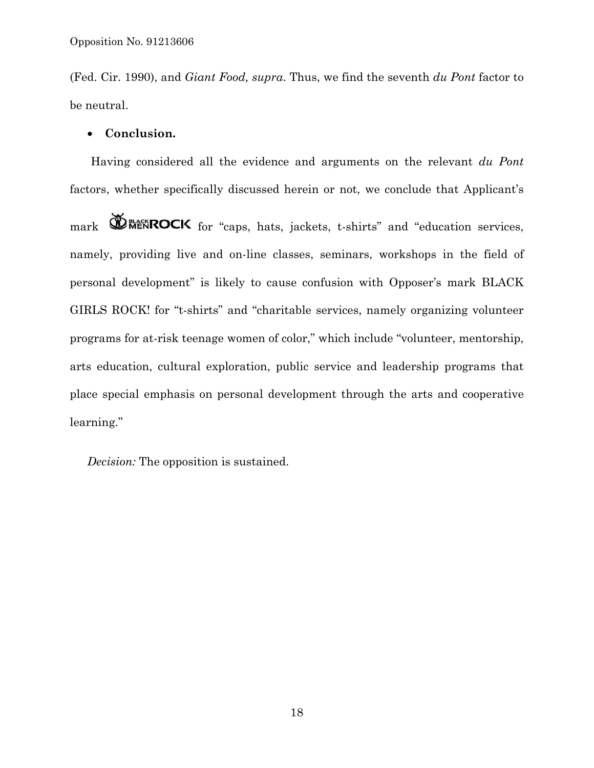(Fed. Cir. 1990), and *Giant Food, supra*. Thus, we find the seventh *du Pont* factor to be neutral.

- **Conclusion.**

Having considered all the evidence and arguments on the relevant *du Pont* factors, whether specifically discussed herein or not, we conclude that Applicant's mark BLACK MEN ROCK for "caps, hats, jackets, t-shirts" and "education services, namely, providing live and on-line classes, seminars, workshops in the field of personal development" is likely to cause confusion with Opposer's mark BLACK GIRLS ROCK! for "t-shirts" and "charitable services, namely organizing volunteer programs for at-risk teenage women of color," which include "volunteer, mentorship, arts education, cultural exploration, public service and leadership programs that place special emphasis on personal development through the arts and cooperative learning."

*Decision:* The opposition is sustained.